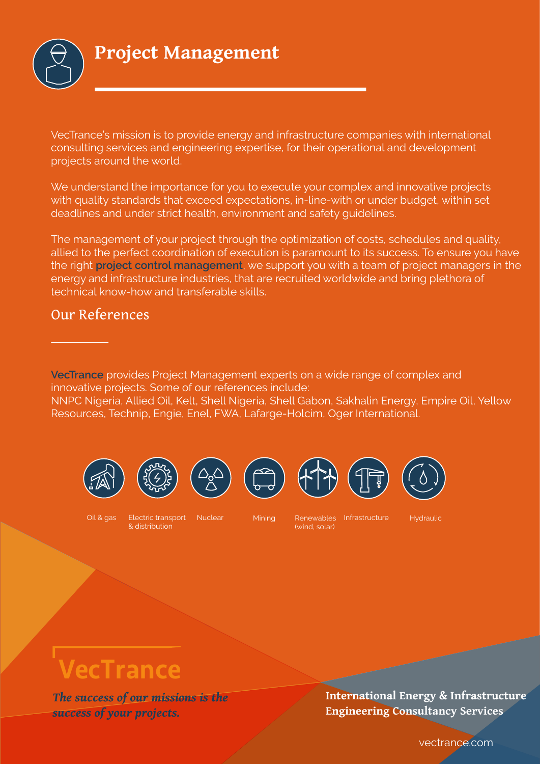# Project Management

VecTrance's mission is to provide energy and infrastructure companies with international consulting services and engineering expertise, for their operational and development projects around the world.

We understand the importance for you to execute your complex and innovative projects with quality standards that exceed expectations, in-line-with or under budget, within set deadlines and under strict health, environment and safety guidelines.

The management of your project through the optimization of costs, schedules and quality, allied to the perfect coordination of execution is paramount to its success. To ensure you have the right **project control management**, we support you with a team of project managers in the energy and infrastructure industries, that are recruited worldwide and bring plethora of technical know-how and transferable skills.

## Our References

**VecTrance** provides Project Management experts on a wide range of complex and innovative projects. Some of our references include:
NNPC Nigeria, Allied Oil, Kelt, Shell Nigeria, Shell Gabon, Sakhalin Energy, Empire Oil, Yellow Resources, Technip, Engie, Enel, FWA, Lafarge-Holcim, Oger International.

- Oil & gas
- Electric transport & distribution
- Nuclear
- Mining
- Renewables (wind, solar)
- Infrastructure
- Hydraulic

**VecTrance**

*The success of our missions is the success of your projects.*

**International Energy & Infrastructure Engineering Consultancy Services**

vectrance.com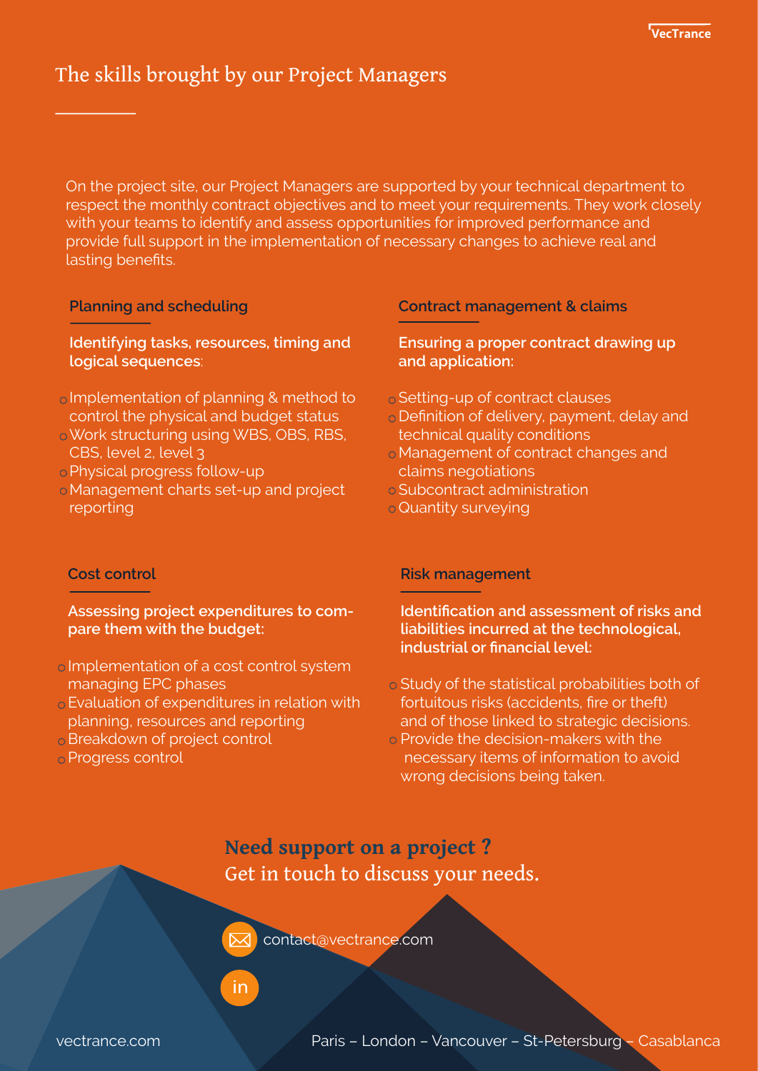# The skills brought by our Project Managers

On the project site, our Project Managers are supported by your technical department to respect the monthly contract objectives and to meet your requirements. They work closely with your teams to identify and assess opportunities for improved performance and provide full support in the implementation of necessary changes to achieve real and lasting benefits.

## Planning and scheduling

**Identifying tasks, resources, timing and logical sequences**:

- Implementation of planning & method to control the physical and budget status
- Work structuring using WBS, OBS, RBS, CBS, level 2, level 3
- Physical progress follow-up
- Management charts set-up and project reporting

## Contract management & claims

**Ensuring a proper contract drawing up and application:**

- Setting-up of contract clauses
- Definition of delivery, payment, delay and technical quality conditions
- Management of contract changes and claims negotiations
- Subcontract administration
- Quantity surveying

## Cost control

**Assessing project expenditures to compare them with the budget:**

- Implementation of a cost control system managing EPC phases
- Evaluation of expenditures in relation with planning, resources and reporting
- Breakdown of project control
- Progress control

## Risk management

**Identification and assessment of risks and liabilities incurred at the technological, industrial or financial level:**

- Study of the statistical probabilities both of fortuitous risks (accidents, fire or theft) and of those linked to strategic decisions.
- Provide the decision-makers with the necessary items of information to avoid wrong decisions being taken.

**Need support on a project ?**
Get in touch to discuss your needs.

contact@vectrance.com

in

vectrance.com

Paris – London – Vancouver – St-Petersburg – Casablanca